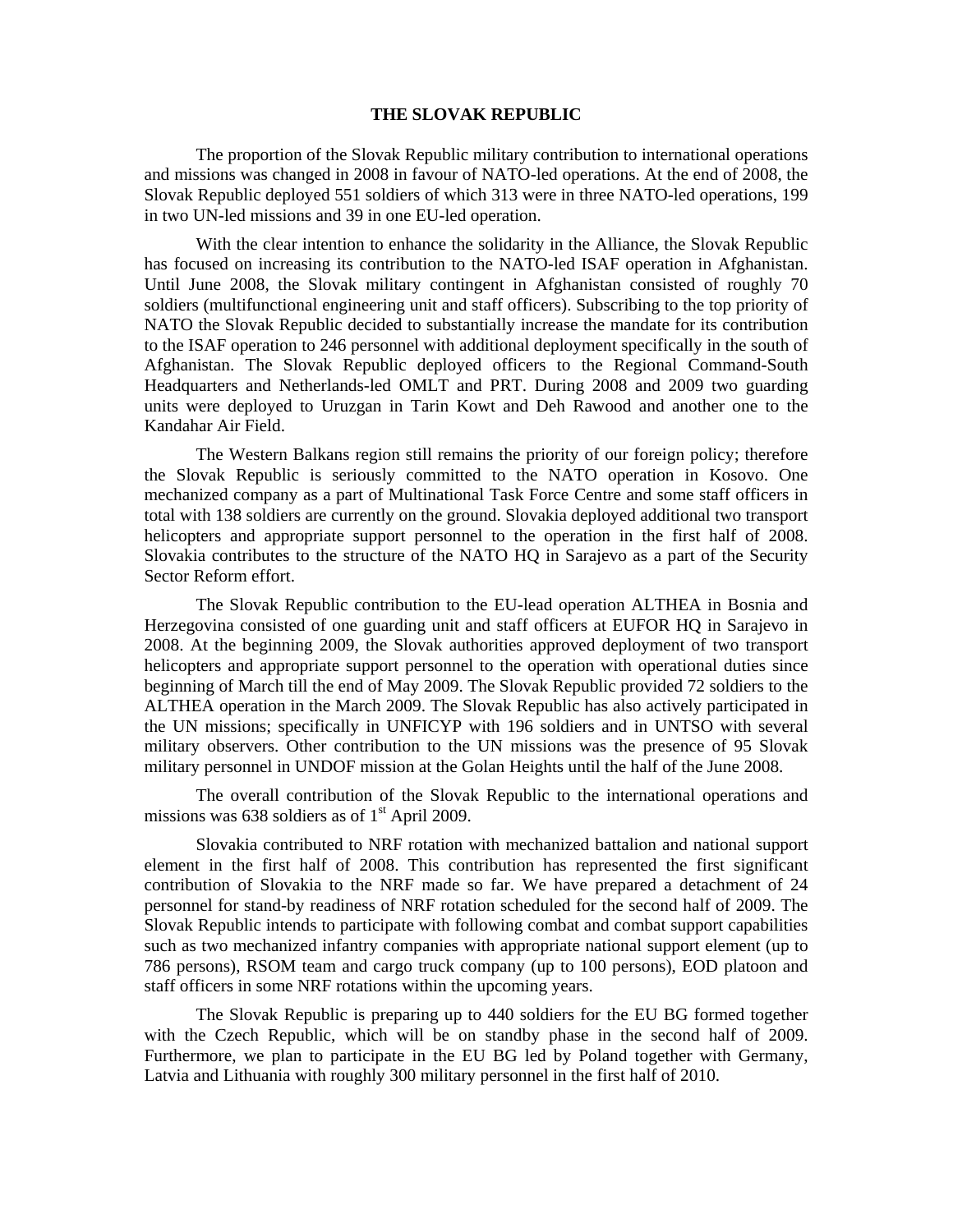# THE SLOVAK REPUBLIC

The proportion of the Slovak Republic military contribution to international operations and missions was changed in 2008 in favour of NATO-led operations. At the end of 2008, the Slovak Republic deployed 551 soldiers of which 313 were in three NATO-led operations, 199 in two UN-led missions and 39 in one EU-led operation.

With the clear intention to enhance the solidarity in the Alliance, the Slovak Republic has focused on increasing its contribution to the NATO-led ISAF operation in Afghanistan. Until June 2008, the Slovak military contingent in Afghanistan consisted of roughly 70 soldiers (multifunctional engineering unit and staff officers). Subscribing to the top priority of NATO the Slovak Republic decided to substantially increase the mandate for its contribution to the ISAF operation to 246 personnel with additional deployment specifically in the south of Afghanistan. The Slovak Republic deployed officers to the Regional Command-South Headquarters and Netherlands-led OMLT and PRT. During 2008 and 2009 two guarding units were deployed to Uruzgan in Tarin Kowt and Deh Rawood and another one to the Kandahar Air Field.

The Western Balkans region still remains the priority of our foreign policy; therefore the Slovak Republic is seriously committed to the NATO operation in Kosovo. One mechanized company as a part of Multinational Task Force Centre and some staff officers in total with 138 soldiers are currently on the ground. Slovakia deployed additional two transport helicopters and appropriate support personnel to the operation in the first half of 2008. Slovakia contributes to the structure of the NATO HQ in Sarajevo as a part of the Security Sector Reform effort.

The Slovak Republic contribution to the EU-lead operation ALTHEA in Bosnia and Herzegovina consisted of one guarding unit and staff officers at EUFOR HQ in Sarajevo in 2008. At the beginning 2009, the Slovak authorities approved deployment of two transport helicopters and appropriate support personnel to the operation with operational duties since beginning of March till the end of May 2009. The Slovak Republic provided 72 soldiers to the ALTHEA operation in the March 2009. The Slovak Republic has also actively participated in the UN missions; specifically in UNFICYP with 196 soldiers and in UNTSO with several military observers. Other contribution to the UN missions was the presence of 95 Slovak military personnel in UNDOF mission at the Golan Heights until the half of the June 2008.

The overall contribution of the Slovak Republic to the international operations and missions was 638 soldiers as of 1st April 2009.

Slovakia contributed to NRF rotation with mechanized battalion and national support element in the first half of 2008. This contribution has represented the first significant contribution of Slovakia to the NRF made so far. We have prepared a detachment of 24 personnel for stand-by readiness of NRF rotation scheduled for the second half of 2009. The Slovak Republic intends to participate with following combat and combat support capabilities such as two mechanized infantry companies with appropriate national support element (up to 786 persons), RSOM team and cargo truck company (up to 100 persons), EOD platoon and staff officers in some NRF rotations within the upcoming years.

The Slovak Republic is preparing up to 440 soldiers for the EU BG formed together with the Czech Republic, which will be on standby phase in the second half of 2009. Furthermore, we plan to participate in the EU BG led by Poland together with Germany, Latvia and Lithuania with roughly 300 military personnel in the first half of 2010.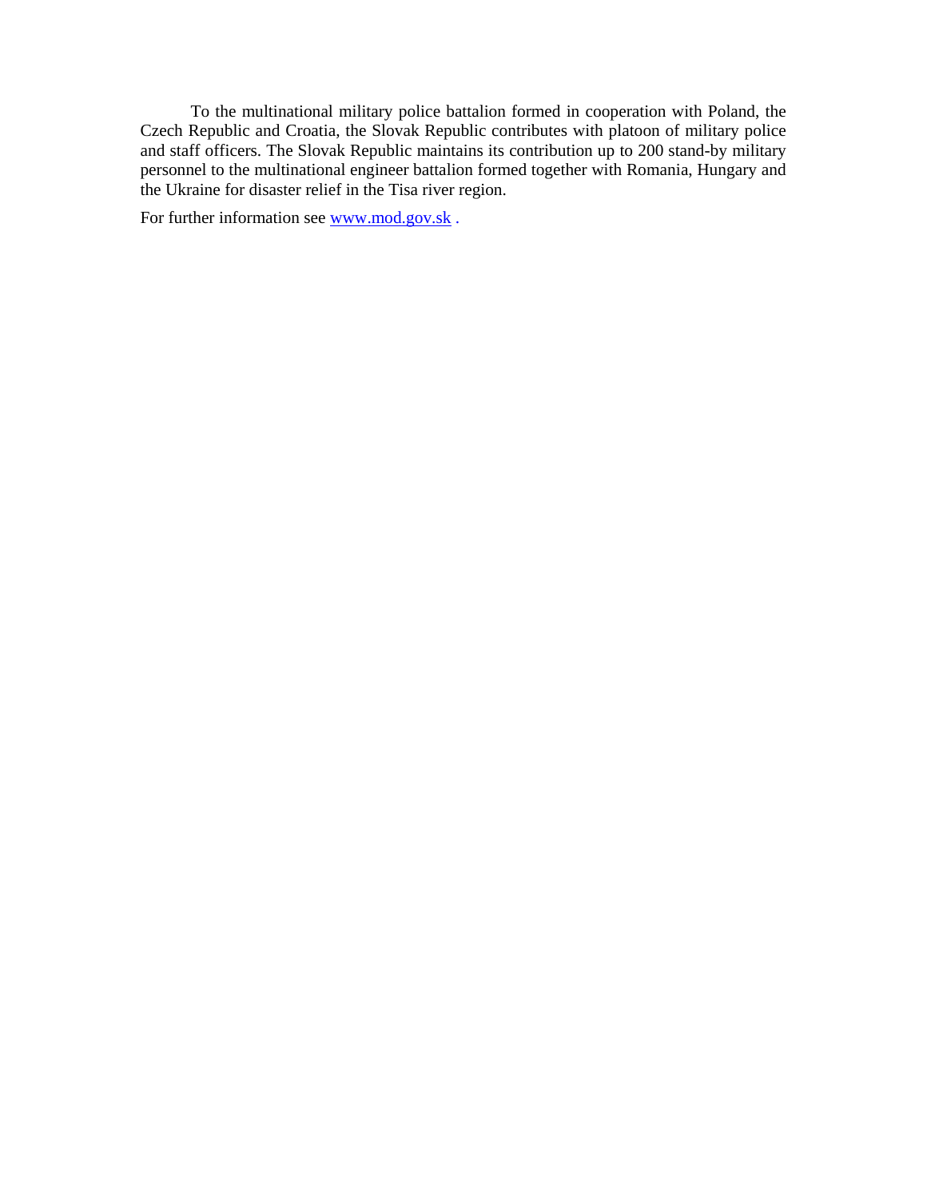To the multinational military police battalion formed in cooperation with Poland, the Czech Republic and Croatia, the Slovak Republic contributes with platoon of military police and staff officers. The Slovak Republic maintains its contribution up to 200 stand-by military personnel to the multinational engineer battalion formed together with Romania, Hungary and the Ukraine for disaster relief in the Tisa river region.

For further information see www.mod.gov.sk .